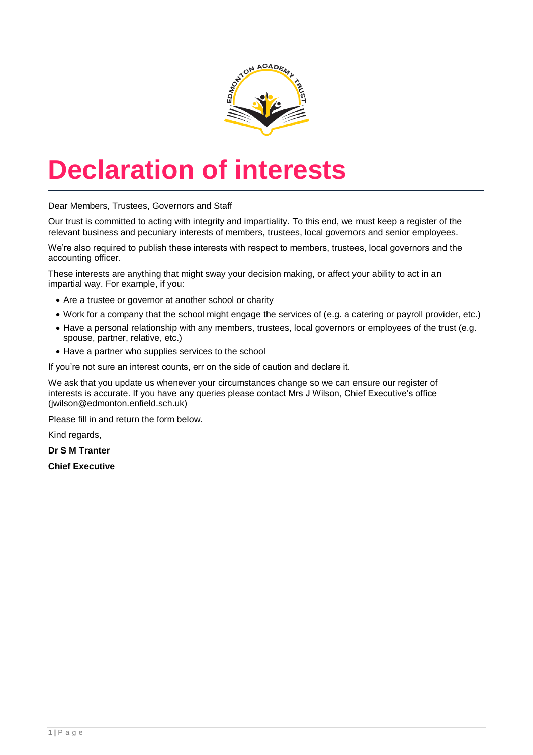# Declaration of interests

Dear Members, Trustees, Governors and Staff

Our trust is committed to acting with integrity and impartiality. To this end, we must keep a register of the relevant business and pecuniary interests of members, trustees, local governors and senior employees.

We're also required to publish these interests with respect to members, trustees, local governors and the accounting officer.

These interests are anything that might sway your decision making, or affect your ability to act in an impartial way. For example, if you:

- Are a trustee or governor at another school or charity
- Work for a company that the school might engage the services of (e.g. a catering or payroll provider, etc.)
- Have a personal relationship with any members, trustees, local governors or employees of the trust (e.g. spouse, partner, relative, etc.)
- Have a partner who supplies services to the school

If you're not sure an interest counts, err on the side of caution and declare it.

We ask that you update us whenever your circumstances change so we can ensure our register of interests is accurate. If you have any queries please contact Mrs J Wilson, Chief Executive's office (jwilson@edmonton.enfield.sch.uk)

Please fill in and return the form below.

Kind regards,

**Dr S M Tranter**

**Chief Executive**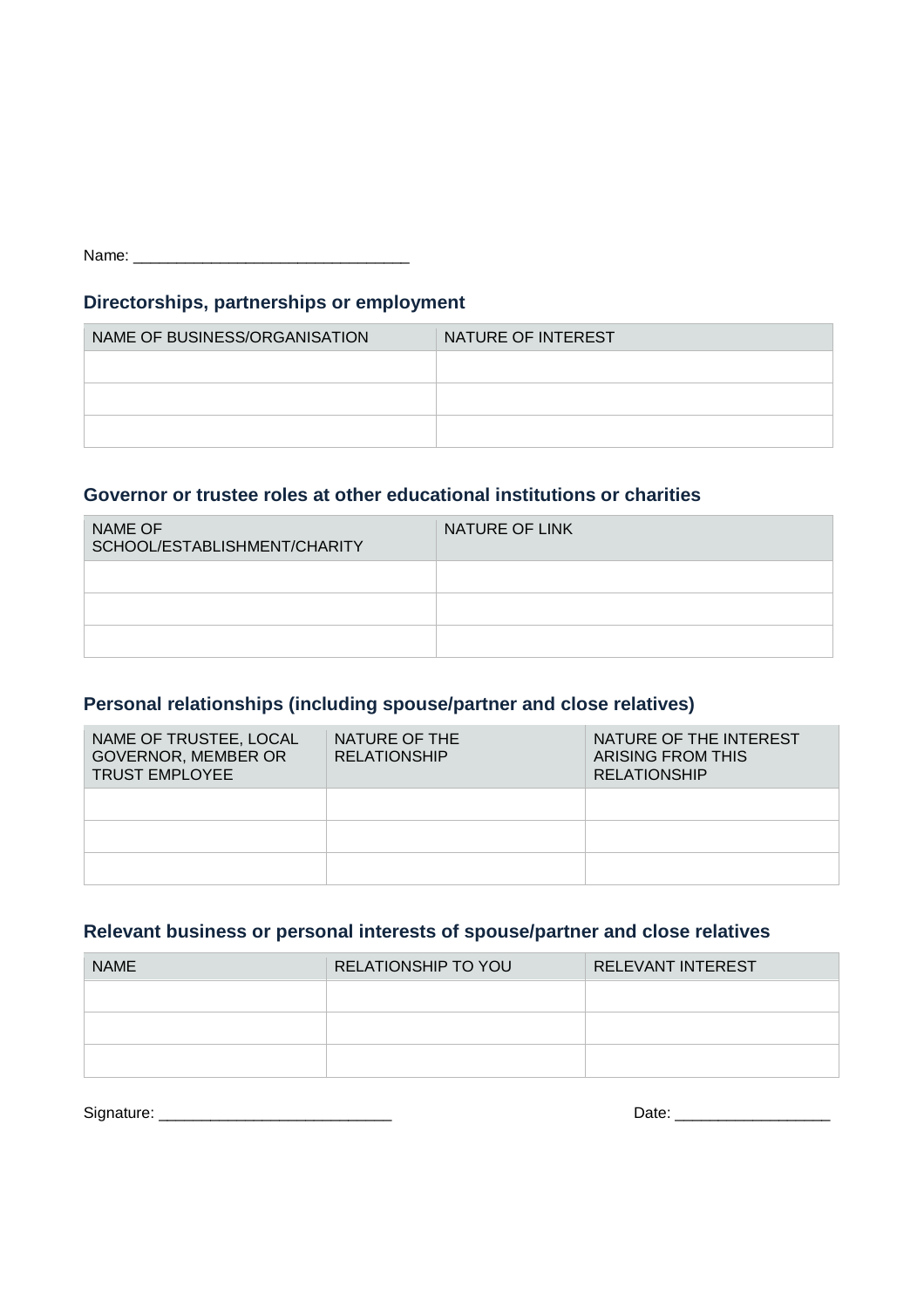Name: ______________________________

## Directorships, partnerships or employment

| NAME OF BUSINESS/ORGANISATION | NATURE OF INTEREST |
|---|---|
| | |
| | |
| | |

## Governor or trustee roles at other educational institutions or charities

| NAME OF SCHOOL/ESTABLISHMENT/CHARITY | NATURE OF LINK |
|---|---|
| | |
| | |
| | |

## Personal relationships (including spouse/partner and close relatives)

| NAME OF TRUSTEE, LOCAL GOVERNOR, MEMBER OR TRUST EMPLOYEE | NATURE OF THE RELATIONSHIP | NATURE OF THE INTEREST ARISING FROM THIS RELATIONSHIP |
|---|---|---|
| | | |
| | | |
| | | |

## Relevant business or personal interests of spouse/partner and close relatives

| NAME | RELATIONSHIP TO YOU | RELEVANT INTEREST |
|---|---|---|
| | | |
| | | |
| | | |

Signature: ___________________________ Date: __________________